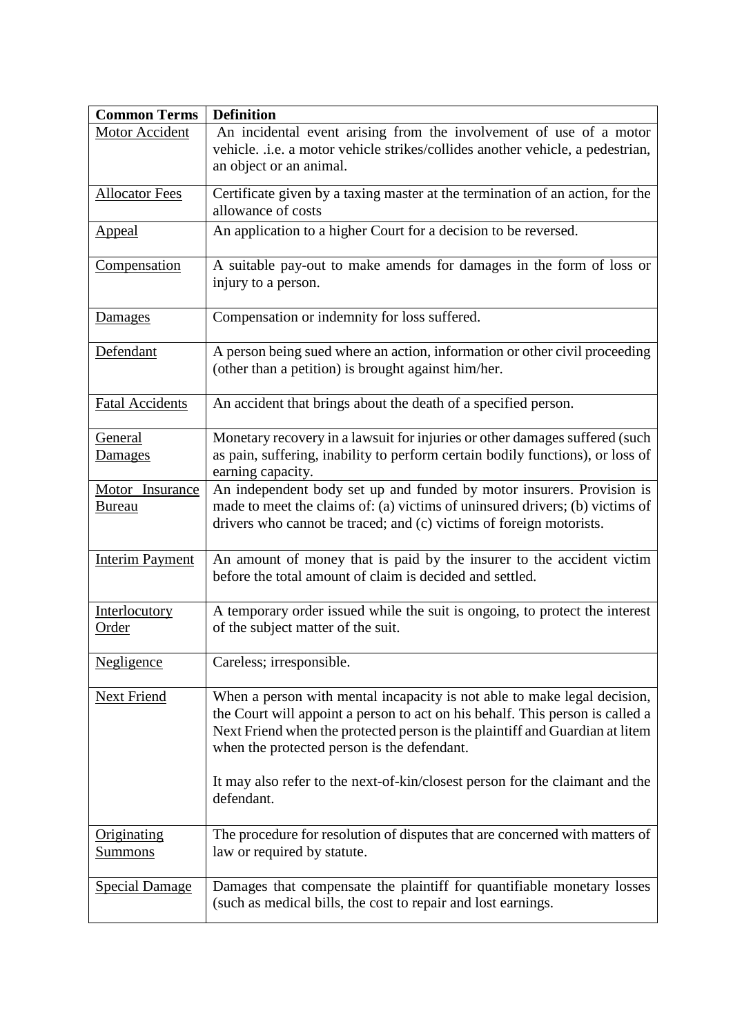| **Common Terms** | **Definition** |
|---|---|
| Motor Accident | An incidental event arising from the involvement of use of a motor vehicle. .i.e. a motor vehicle strikes/collides another vehicle, a pedestrian, an object or an animal. |
| Allocator Fees | Certificate given by a taxing master at the termination of an action, for the allowance of costs |
| Appeal | An application to a higher Court for a decision to be reversed. |
| Compensation | A suitable pay-out to make amends for damages in the form of loss or injury to a person. |
| Damages | Compensation or indemnity for loss suffered. |
| Defendant | A person being sued where an action, information or other civil proceeding (other than a petition) is brought against him/her. |
| Fatal Accidents | An accident that brings about the death of a specified person. |
| General Damages | Monetary recovery in a lawsuit for injuries or other damages suffered (such as pain, suffering, inability to perform certain bodily functions), or loss of earning capacity. |
| Motor Insurance Bureau | An independent body set up and funded by motor insurers. Provision is made to meet the claims of: (a) victims of uninsured drivers; (b) victims of drivers who cannot be traced; and (c) victims of foreign motorists. |
| Interim Payment | An amount of money that is paid by the insurer to the accident victim before the total amount of claim is decided and settled. |
| Interlocutory Order | A temporary order issued while the suit is ongoing, to protect the interest of the subject matter of the suit. |
| Negligence | Careless; irresponsible. |
| Next Friend | When a person with mental incapacity is not able to make legal decision, the Court will appoint a person to act on his behalf. This person is called a Next Friend when the protected person is the plaintiff and Guardian at litem when the protected person is the defendant.<br><br>It may also refer to the next-of-kin/closest person for the claimant and the defendant. |
| Originating Summons | The procedure for resolution of disputes that are concerned with matters of law or required by statute. |
| Special Damage | Damages that compensate the plaintiff for quantifiable monetary losses (such as medical bills, the cost to repair and lost earnings. |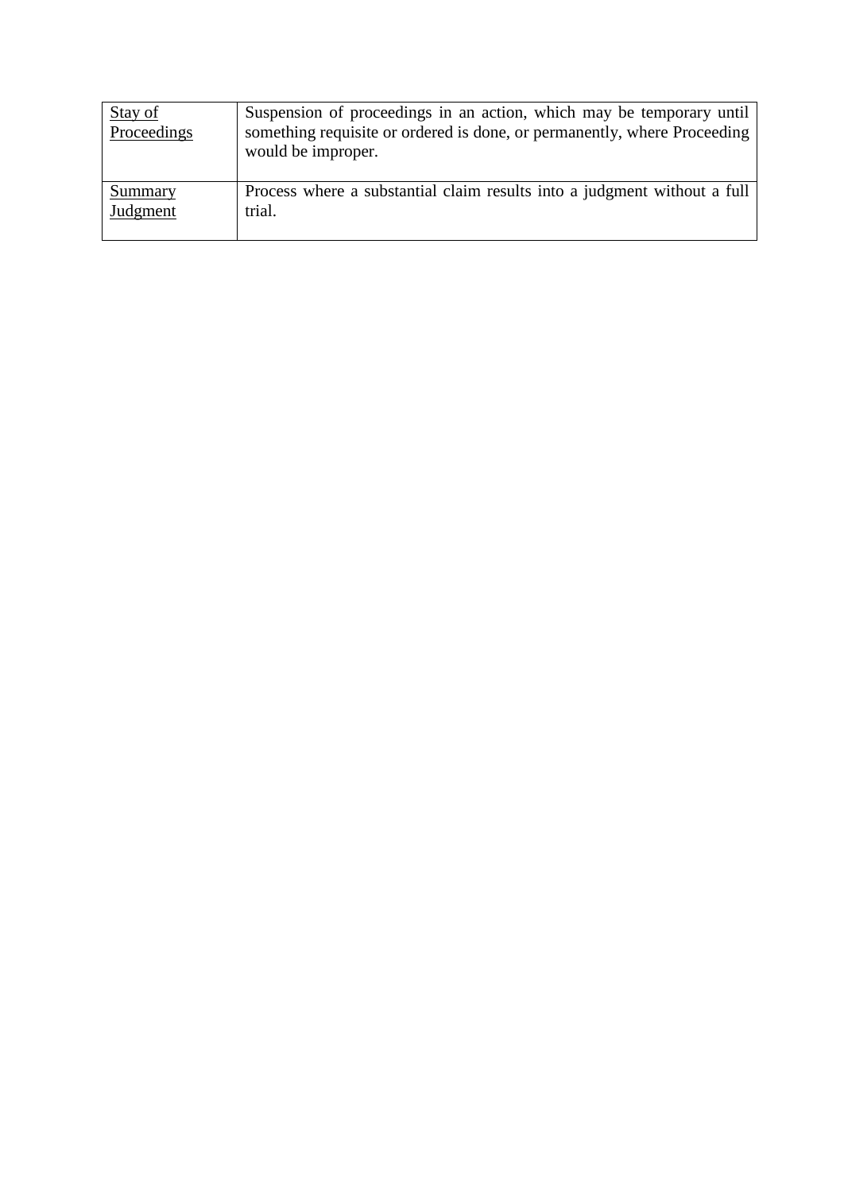| | |
|---|---|
| Stay of Proceedings | Suspension of proceedings in an action, which may be temporary until something requisite or ordered is done, or permanently, where Proceeding would be improper. |
| Summary Judgment | Process where a substantial claim results into a judgment without a full trial. |